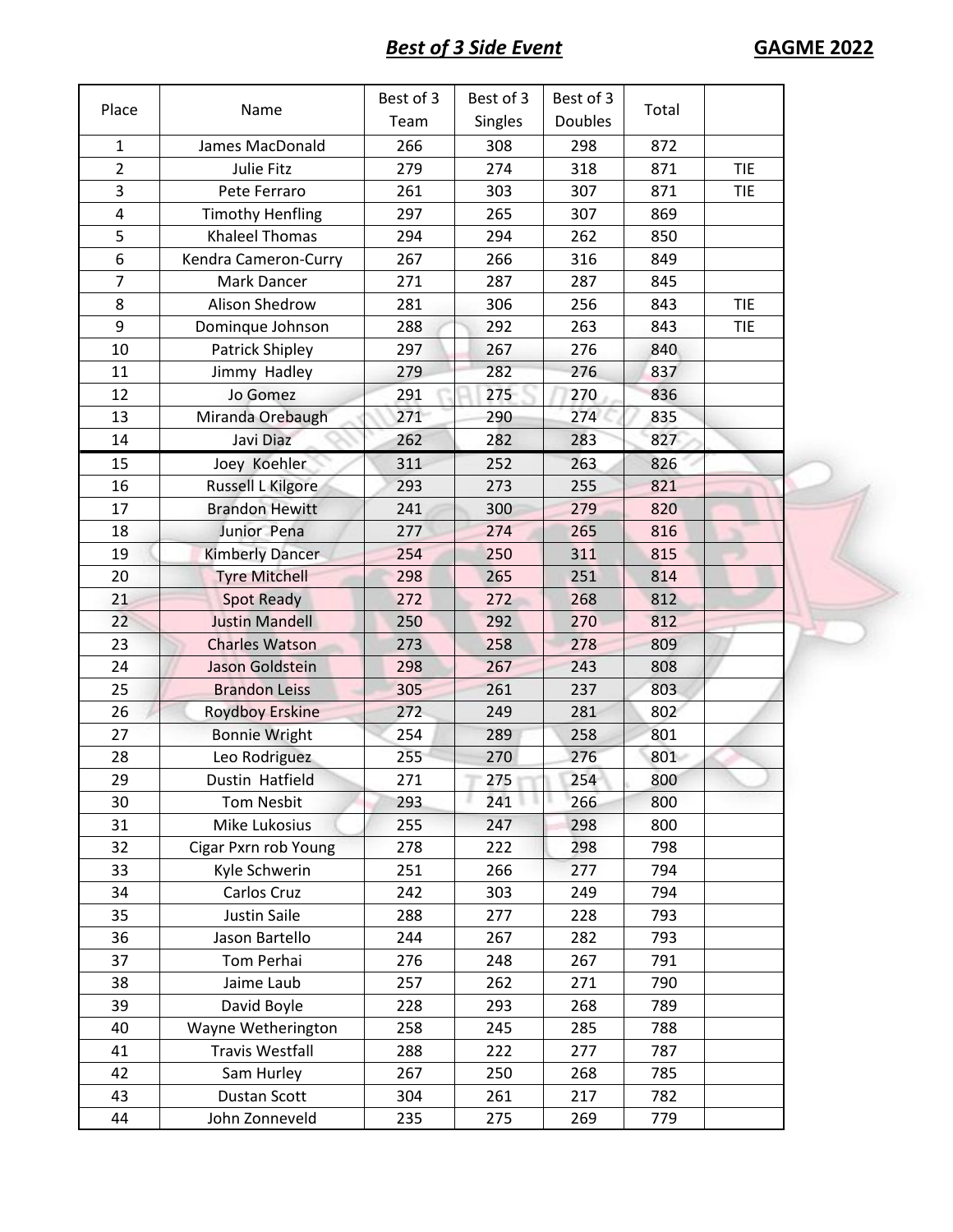## *Best of 3 Side Event* **GAGME 2022**

| Place | Name | Best of 3 Team | Best of 3 Singles | Best of 3 Doubles | Total | |
|---|---|---|---|---|---|---|
| 1 | James MacDonald | 266 | 308 | 298 | 872 | |
| 2 | Julie Fitz | 279 | 274 | 318 | 871 | TIE |
| 3 | Pete Ferraro | 261 | 303 | 307 | 871 | TIE |
| 4 | Timothy Henfling | 297 | 265 | 307 | 869 | |
| 5 | Khaleel Thomas | 294 | 294 | 262 | 850 | |
| 6 | Kendra Cameron-Curry | 267 | 266 | 316 | 849 | |
| 7 | Mark Dancer | 271 | 287 | 287 | 845 | |
| 8 | Alison Shedrow | 281 | 306 | 256 | 843 | TIE |
| 9 | Dominque Johnson | 288 | 292 | 263 | 843 | TIE |
| 10 | Patrick Shipley | 297 | 267 | 276 | 840 | |
| 11 | Jimmy Hadley | 279 | 282 | 276 | 837 | |
| 12 | Jo Gomez | 291 | 275 | 270 | 836 | |
| 13 | Miranda Orebaugh | 271 | 290 | 274 | 835 | |
| 14 | Javi Diaz | 262 | 282 | 283 | 827 | |
| 15 | Joey Koehler | 311 | 252 | 263 | 826 | |
| 16 | Russell L Kilgore | 293 | 273 | 255 | 821 | |
| 17 | Brandon Hewitt | 241 | 300 | 279 | 820 | |
| 18 | Junior Pena | 277 | 274 | 265 | 816 | |
| 19 | Kimberly Dancer | 254 | 250 | 311 | 815 | |
| 20 | Tyre Mitchell | 298 | 265 | 251 | 814 | |
| 21 | Spot Ready | 272 | 272 | 268 | 812 | |
| 22 | Justin Mandell | 250 | 292 | 270 | 812 | |
| 23 | Charles Watson | 273 | 258 | 278 | 809 | |
| 24 | Jason Goldstein | 298 | 267 | 243 | 808 | |
| 25 | Brandon Leiss | 305 | 261 | 237 | 803 | |
| 26 | Roydboy Erskine | 272 | 249 | 281 | 802 | |
| 27 | Bonnie Wright | 254 | 289 | 258 | 801 | |
| 28 | Leo Rodriguez | 255 | 270 | 276 | 801 | |
| 29 | Dustin Hatfield | 271 | 275 | 254 | 800 | |
| 30 | Tom Nesbit | 293 | 241 | 266 | 800 | |
| 31 | Mike Lukosius | 255 | 247 | 298 | 800 | |
| 32 | Cigar Pxrn rob Young | 278 | 222 | 298 | 798 | |
| 33 | Kyle Schwerin | 251 | 266 | 277 | 794 | |
| 34 | Carlos Cruz | 242 | 303 | 249 | 794 | |
| 35 | Justin Saile | 288 | 277 | 228 | 793 | |
| 36 | Jason Bartello | 244 | 267 | 282 | 793 | |
| 37 | Tom Perhai | 276 | 248 | 267 | 791 | |
| 38 | Jaime Laub | 257 | 262 | 271 | 790 | |
| 39 | David Boyle | 228 | 293 | 268 | 789 | |
| 40 | Wayne Wetherington | 258 | 245 | 285 | 788 | |
| 41 | Travis Westfall | 288 | 222 | 277 | 787 | |
| 42 | Sam Hurley | 267 | 250 | 268 | 785 | |
| 43 | Dustan Scott | 304 | 261 | 217 | 782 | |
| 44 | John Zonneveld | 235 | 275 | 269 | 779 | |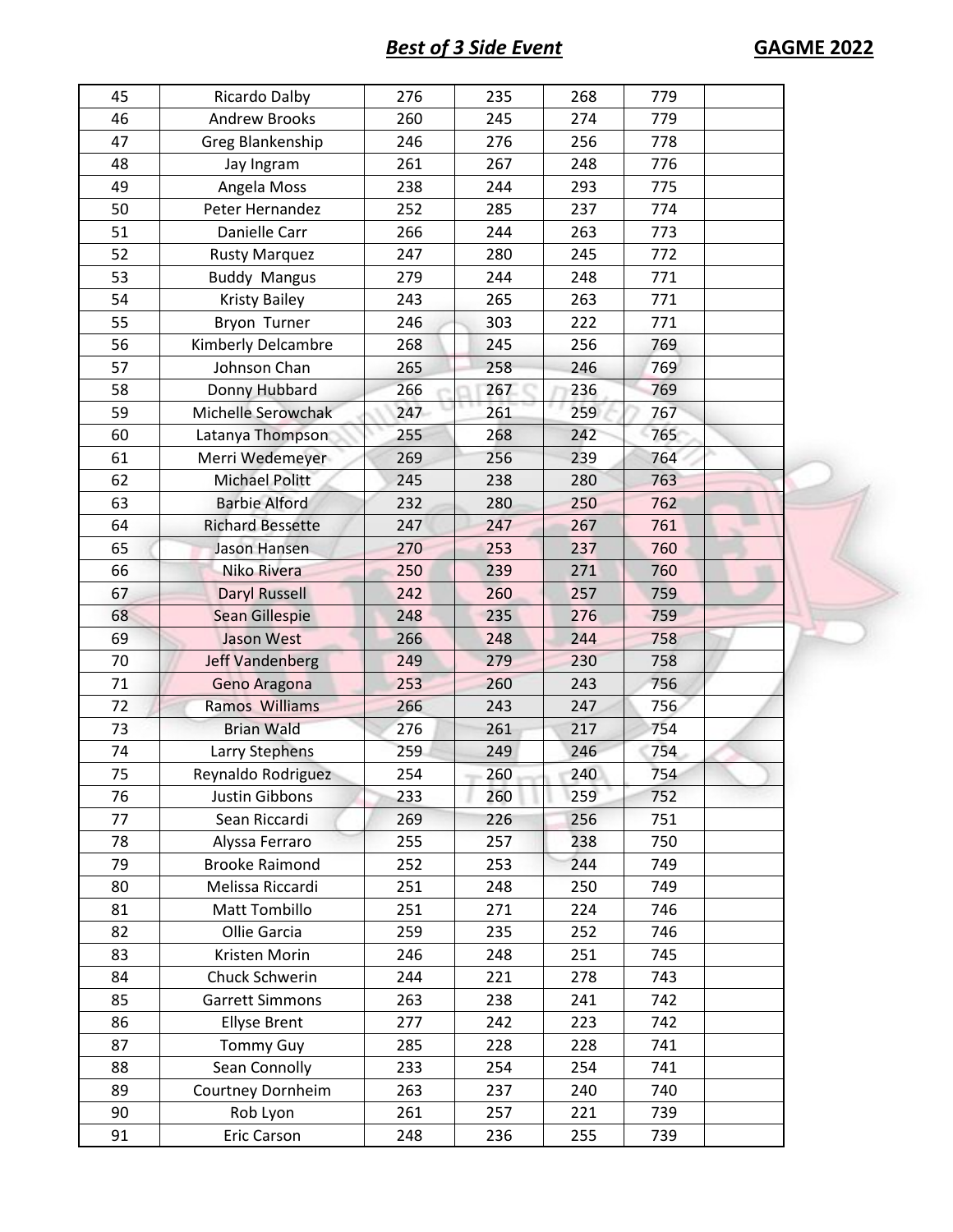## *Best of 3 Side Event* **GAGME 2022**

| | | | | | | |
|---|---|---|---|---|---|---|
| 45 | Ricardo Dalby | 276 | 235 | 268 | 779 | |
| 46 | Andrew Brooks | 260 | 245 | 274 | 779 | |
| 47 | Greg Blankenship | 246 | 276 | 256 | 778 | |
| 48 | Jay Ingram | 261 | 267 | 248 | 776 | |
| 49 | Angela Moss | 238 | 244 | 293 | 775 | |
| 50 | Peter Hernandez | 252 | 285 | 237 | 774 | |
| 51 | Danielle Carr | 266 | 244 | 263 | 773 | |
| 52 | Rusty Marquez | 247 | 280 | 245 | 772 | |
| 53 | Buddy Mangus | 279 | 244 | 248 | 771 | |
| 54 | Kristy Bailey | 243 | 265 | 263 | 771 | |
| 55 | Bryon Turner | 246 | 303 | 222 | 771 | |
| 56 | Kimberly Delcambre | 268 | 245 | 256 | 769 | |
| 57 | Johnson Chan | 265 | 258 | 246 | 769 | |
| 58 | Donny Hubbard | 266 | 267 | 236 | 769 | |
| 59 | Michelle Serowchak | 247 | 261 | 259 | 767 | |
| 60 | Latanya Thompson | 255 | 268 | 242 | 765 | |
| 61 | Merri Wedemeyer | 269 | 256 | 239 | 764 | |
| 62 | Michael Politt | 245 | 238 | 280 | 763 | |
| 63 | Barbie Alford | 232 | 280 | 250 | 762 | |
| 64 | Richard Bessette | 247 | 247 | 267 | 761 | |
| 65 | Jason Hansen | 270 | 253 | 237 | 760 | |
| 66 | Niko Rivera | 250 | 239 | 271 | 760 | |
| 67 | Daryl Russell | 242 | 260 | 257 | 759 | |
| 68 | Sean Gillespie | 248 | 235 | 276 | 759 | |
| 69 | Jason West | 266 | 248 | 244 | 758 | |
| 70 | Jeff Vandenberg | 249 | 279 | 230 | 758 | |
| 71 | Geno Aragona | 253 | 260 | 243 | 756 | |
| 72 | Ramos Williams | 266 | 243 | 247 | 756 | |
| 73 | Brian Wald | 276 | 261 | 217 | 754 | |
| 74 | Larry Stephens | 259 | 249 | 246 | 754 | |
| 75 | Reynaldo Rodriguez | 254 | 260 | 240 | 754 | |
| 76 | Justin Gibbons | 233 | 260 | 259 | 752 | |
| 77 | Sean Riccardi | 269 | 226 | 256 | 751 | |
| 78 | Alyssa Ferraro | 255 | 257 | 238 | 750 | |
| 79 | Brooke Raimond | 252 | 253 | 244 | 749 | |
| 80 | Melissa Riccardi | 251 | 248 | 250 | 749 | |
| 81 | Matt Tombillo | 251 | 271 | 224 | 746 | |
| 82 | Ollie Garcia | 259 | 235 | 252 | 746 | |
| 83 | Kristen Morin | 246 | 248 | 251 | 745 | |
| 84 | Chuck Schwerin | 244 | 221 | 278 | 743 | |
| 85 | Garrett Simmons | 263 | 238 | 241 | 742 | |
| 86 | Ellyse Brent | 277 | 242 | 223 | 742 | |
| 87 | Tommy Guy | 285 | 228 | 228 | 741 | |
| 88 | Sean Connolly | 233 | 254 | 254 | 741 | |
| 89 | Courtney Dornheim | 263 | 237 | 240 | 740 | |
| 90 | Rob Lyon | 261 | 257 | 221 | 739 | |
| 91 | Eric Carson | 248 | 236 | 255 | 739 | |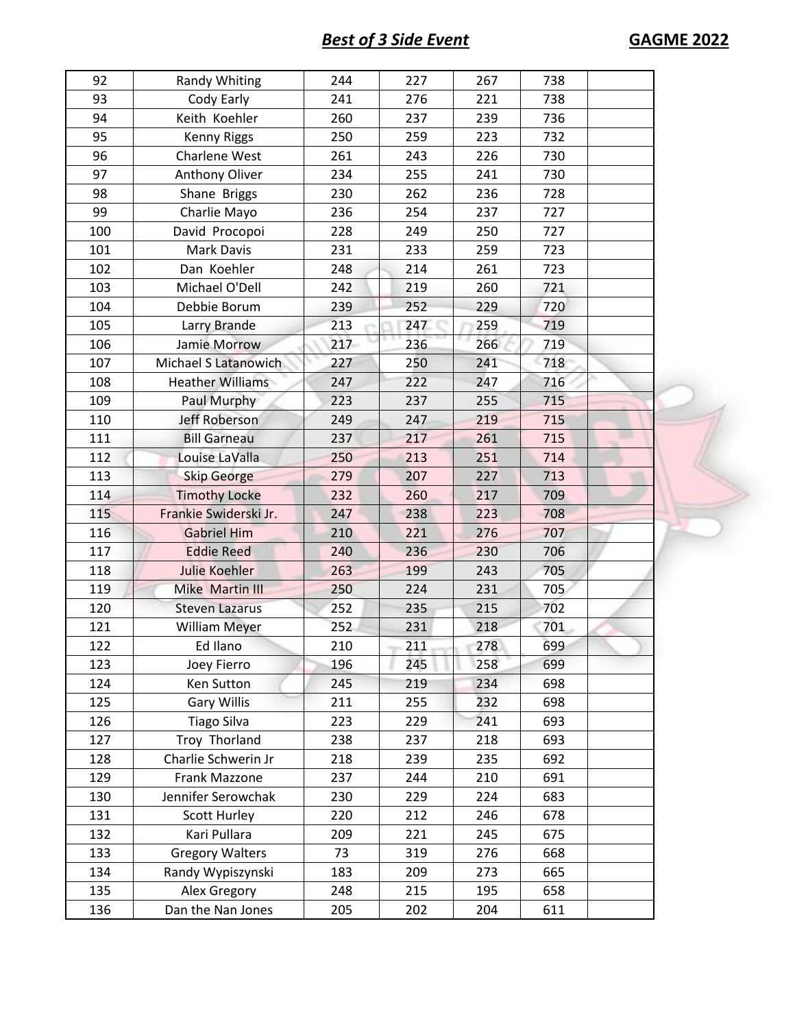| | | | | | | |
|---|---|---|---|---|---|---|
| 92 | Randy Whiting | 244 | 227 | 267 | 738 | |
| 93 | Cody Early | 241 | 276 | 221 | 738 | |
| 94 | Keith Koehler | 260 | 237 | 239 | 736 | |
| 95 | Kenny Riggs | 250 | 259 | 223 | 732 | |
| 96 | Charlene West | 261 | 243 | 226 | 730 | |
| 97 | Anthony Oliver | 234 | 255 | 241 | 730 | |
| 98 | Shane Briggs | 230 | 262 | 236 | 728 | |
| 99 | Charlie Mayo | 236 | 254 | 237 | 727 | |
| 100 | David Procopoi | 228 | 249 | 250 | 727 | |
| 101 | Mark Davis | 231 | 233 | 259 | 723 | |
| 102 | Dan Koehler | 248 | 214 | 261 | 723 | |
| 103 | Michael O'Dell | 242 | 219 | 260 | 721 | |
| 104 | Debbie Borum | 239 | 252 | 229 | 720 | |
| 105 | Larry Brande | 213 | 247 | 259 | 719 | |
| 106 | Jamie Morrow | 217 | 236 | 266 | 719 | |
| 107 | Michael S Latanowich | 227 | 250 | 241 | 718 | |
| 108 | Heather Williams | 247 | 222 | 247 | 716 | |
| 109 | Paul Murphy | 223 | 237 | 255 | 715 | |
| 110 | Jeff Roberson | 249 | 247 | 219 | 715 | |
| 111 | Bill Garneau | 237 | 217 | 261 | 715 | |
| 112 | Louise LaValla | 250 | 213 | 251 | 714 | |
| 113 | Skip George | 279 | 207 | 227 | 713 | |
| 114 | Timothy Locke | 232 | 260 | 217 | 709 | |
| 115 | Frankie Swiderski Jr. | 247 | 238 | 223 | 708 | |
| 116 | Gabriel Him | 210 | 221 | 276 | 707 | |
| 117 | Eddie Reed | 240 | 236 | 230 | 706 | |
| 118 | Julie Koehler | 263 | 199 | 243 | 705 | |
| 119 | Mike Martin III | 250 | 224 | 231 | 705 | |
| 120 | Steven Lazarus | 252 | 235 | 215 | 702 | |
| 121 | William Meyer | 252 | 231 | 218 | 701 | |
| 122 | Ed Ilano | 210 | 211 | 278 | 699 | |
| 123 | Joey Fierro | 196 | 245 | 258 | 699 | |
| 124 | Ken Sutton | 245 | 219 | 234 | 698 | |
| 125 | Gary Willis | 211 | 255 | 232 | 698 | |
| 126 | Tiago Silva | 223 | 229 | 241 | 693 | |
| 127 | Troy Thorland | 238 | 237 | 218 | 693 | |
| 128 | Charlie Schwerin Jr | 218 | 239 | 235 | 692 | |
| 129 | Frank Mazzone | 237 | 244 | 210 | 691 | |
| 130 | Jennifer Serowchak | 230 | 229 | 224 | 683 | |
| 131 | Scott Hurley | 220 | 212 | 246 | 678 | |
| 132 | Kari Pullara | 209 | 221 | 245 | 675 | |
| 133 | Gregory Walters | 73 | 319 | 276 | 668 | |
| 134 | Randy Wypiszynski | 183 | 209 | 273 | 665 | |
| 135 | Alex Gregory | 248 | 215 | 195 | 658 | |
| 136 | Dan the Nan Jones | 205 | 202 | 204 | 611 | |